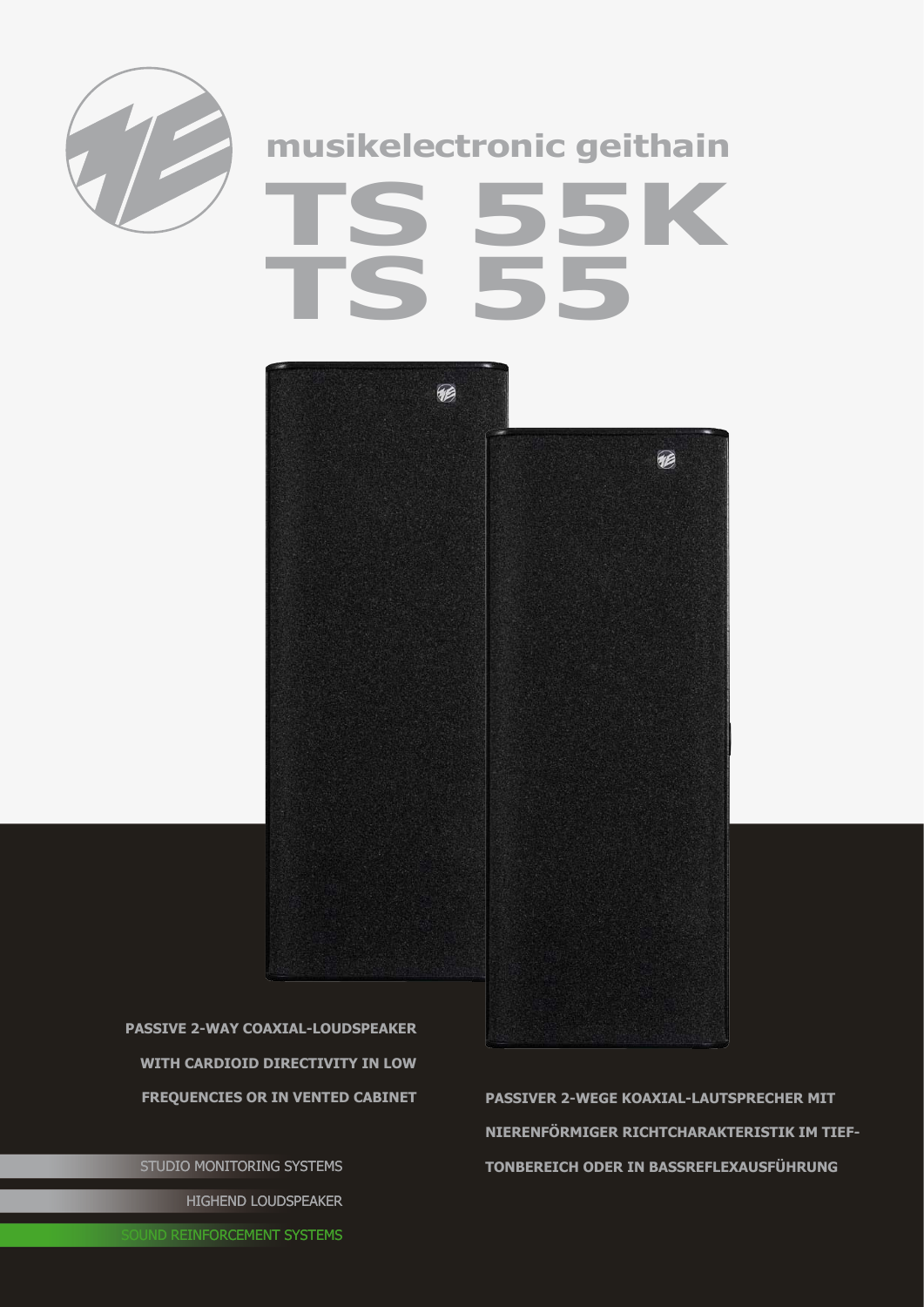musikelectronic geithain

# TS 55K
# TS 55

**PASSIVE 2-WAY COAXIAL-LOUDSPEAKER WITH CARDIOID DIRECTIVITY IN LOW FREQUENCIES OR IN VENTED CABINET**

**PASSIVER 2-WEGE KOAXIAL-LAUTSPRECHER MIT NIERENFÖRMIGER RICHTCHARAKTERISTIK IM TIEFTONBEREICH ODER IN BASSREFLEXAUSFÜHRUNG**

STUDIO MONITORING SYSTEMS

HIGHEND LOUDSPEAKER

SOUND REINFORCEMENT SYSTEMS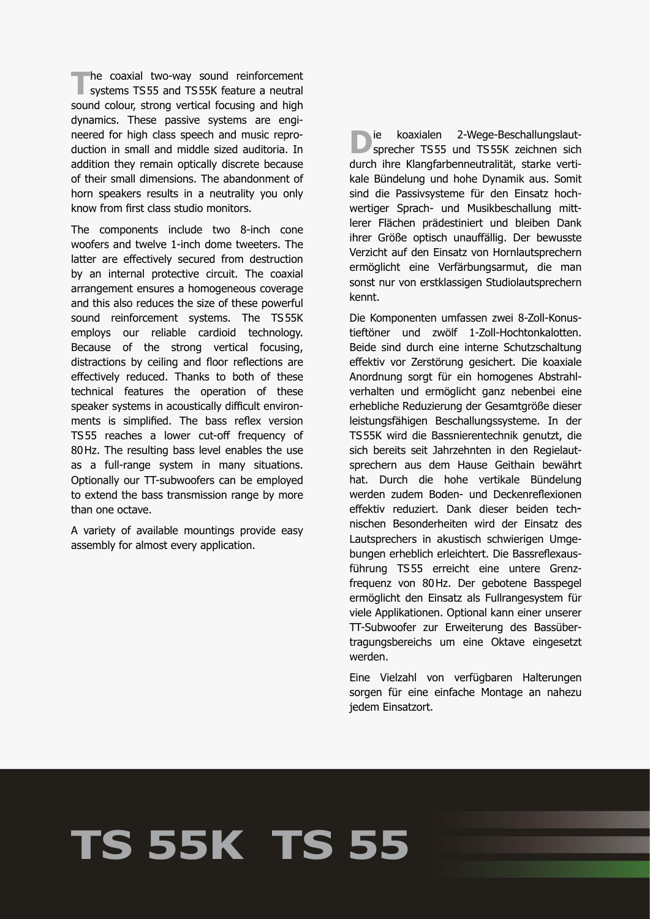The coaxial two-way sound reinforcement systems TS 55 and TS 55K feature a neutral sound colour, strong vertical focusing and high dynamics. These passive systems are engineered for high class speech and music reproduction in small and middle sized auditoria. In addition they remain optically discrete because of their small dimensions. The abandonment of horn speakers results in a neutrality you only know from first class studio monitors.

The components include two 8-inch cone woofers and twelve 1-inch dome tweeters. The latter are effectively secured from destruction by an internal protective circuit. The coaxial arrangement ensures a homogeneous coverage and this also reduces the size of these powerful sound reinforcement systems. The TS 55K employs our reliable cardioid technology. Because of the strong vertical focusing, distractions by ceiling and floor reflections are effectively reduced. Thanks to both of these technical features the operation of these speaker systems in acoustically difficult environments is simplified. The bass reflex version TS 55 reaches a lower cut-off frequency of 80 Hz. The resulting bass level enables the use as a full-range system in many situations. Optionally our TT-subwoofers can be employed to extend the bass transmission range by more than one octave.

A variety of available mountings provide easy assembly for almost every application.

Die koaxialen 2-Wege-Beschallungslautsprecher TS 55 und TS 55K zeichnen sich durch ihre Klangfarbenneutralität, starke vertikale Bündelung und hohe Dynamik aus. Somit sind die Passivsysteme für den Einsatz hochwertiger Sprach- und Musikbeschallung mittlerer Flächen prädestiniert und bleiben Dank ihrer Größe optisch unauffällig. Der bewusste Verzicht auf den Einsatz von Hornlautsprechern ermöglicht eine Verfärbungsarmut, die man sonst nur von erstklassigen Studiolautsprechern kennt.

Die Komponenten umfassen zwei 8-Zoll-Konustieftöner und zwölf 1-Zoll-Hochtonkalotten. Beide sind durch eine interne Schutzschaltung effektiv vor Zerstörung gesichert. Die koaxiale Anordnung sorgt für ein homogenes Abstrahlverhalten und ermöglicht ganz nebenbei eine erhebliche Reduzierung der Gesamtgröße dieser leistungsfähigen Beschallungssysteme. In der TS 55K wird die Bassnierentechnik genutzt, die sich bereits seit Jahrzehnten in den Regielautsprechern aus dem Hause Geithain bewährt hat. Durch die hohe vertikale Bündelung werden zudem Boden- und Deckenreflexionen effektiv reduziert. Dank dieser beiden technischen Besonderheiten wird der Einsatz des Lautsprechers in akustisch schwierigen Umgebungen erheblich erleichtert. Die Bassreflexausführung TS 55 erreicht eine untere Grenzfrequenz von 80 Hz. Der gebotene Basspegel ermöglicht den Einsatz als Fullrangesystem für viele Applikationen. Optional kann einer unserer TT-Subwoofer zur Erweiterung des Bassübertragungsbereichs um eine Oktave eingesetzt werden.

Eine Vielzahl von verfügbaren Halterungen sorgen für eine einfache Montage an nahezu jedem Einsatzort.

# TS 55K TS 55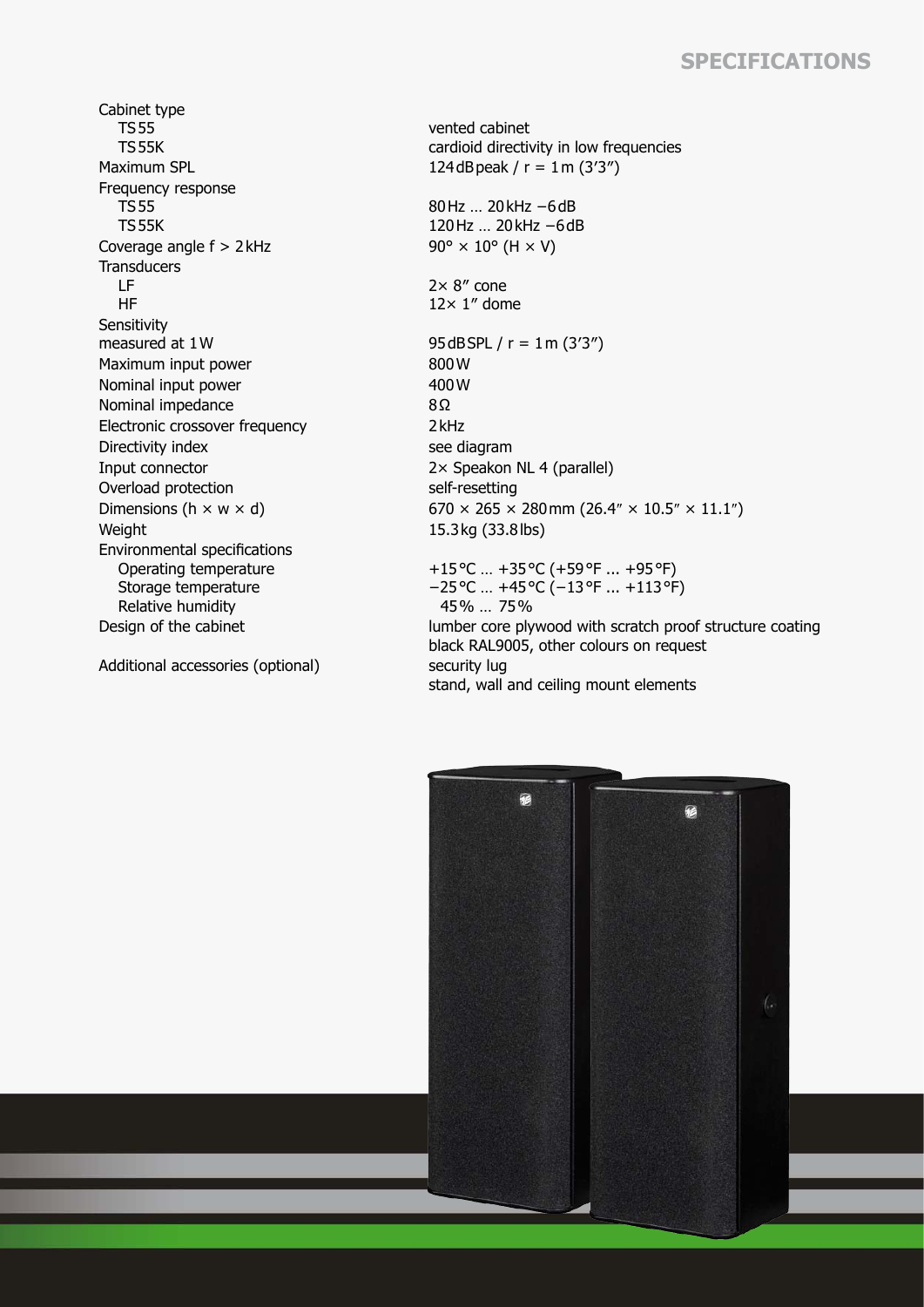## SPECIFICATIONS

| | |
|---|---|
| Cabinet type | |
| TS 55 | vented cabinet |
| TS 55K | cardioid directivity in low frequencies |
| Maximum SPL | 124 dB peak / r = 1 m (3'3") |
| Frequency response | |
| TS 55 | 80 Hz … 20 kHz −6 dB |
| TS 55K | 120 Hz … 20 kHz −6 dB |
| Coverage angle f > 2 kHz | 90° × 10° (H × V) |
| Transducers | |
| LF | 2× 8" cone |
| HF | 12× 1" dome |
| Sensitivity measured at 1 W | 95 dB SPL / r = 1 m (3'3") |
| Maximum input power | 800 W |
| Nominal input power | 400 W |
| Nominal impedance | 8 Ω |
| Electronic crossover frequency | 2 kHz |
| Directivity index | see diagram |
| Input connector | 2× Speakon NL 4 (parallel) |
| Overload protection | self-resetting |
| Dimensions (h × w × d) | 670 × 265 × 280 mm (26.4" × 10.5" × 11.1") |
| Weight | 15.3 kg (33.8 lbs) |
| Environmental specifications | |
| Operating temperature | +15 °C … +35 °C (+59 °F ... +95 °F) |
| Storage temperature | −25 °C … +45 °C (−13 °F ... +113 °F) |
| Relative humidity | 45 % … 75 % |
| Design of the cabinet | lumber core plywood with scratch proof structure coating<br>black RAL9005, other colours on request |
| Additional accessories (optional) | security lug<br>stand, wall and ceiling mount elements |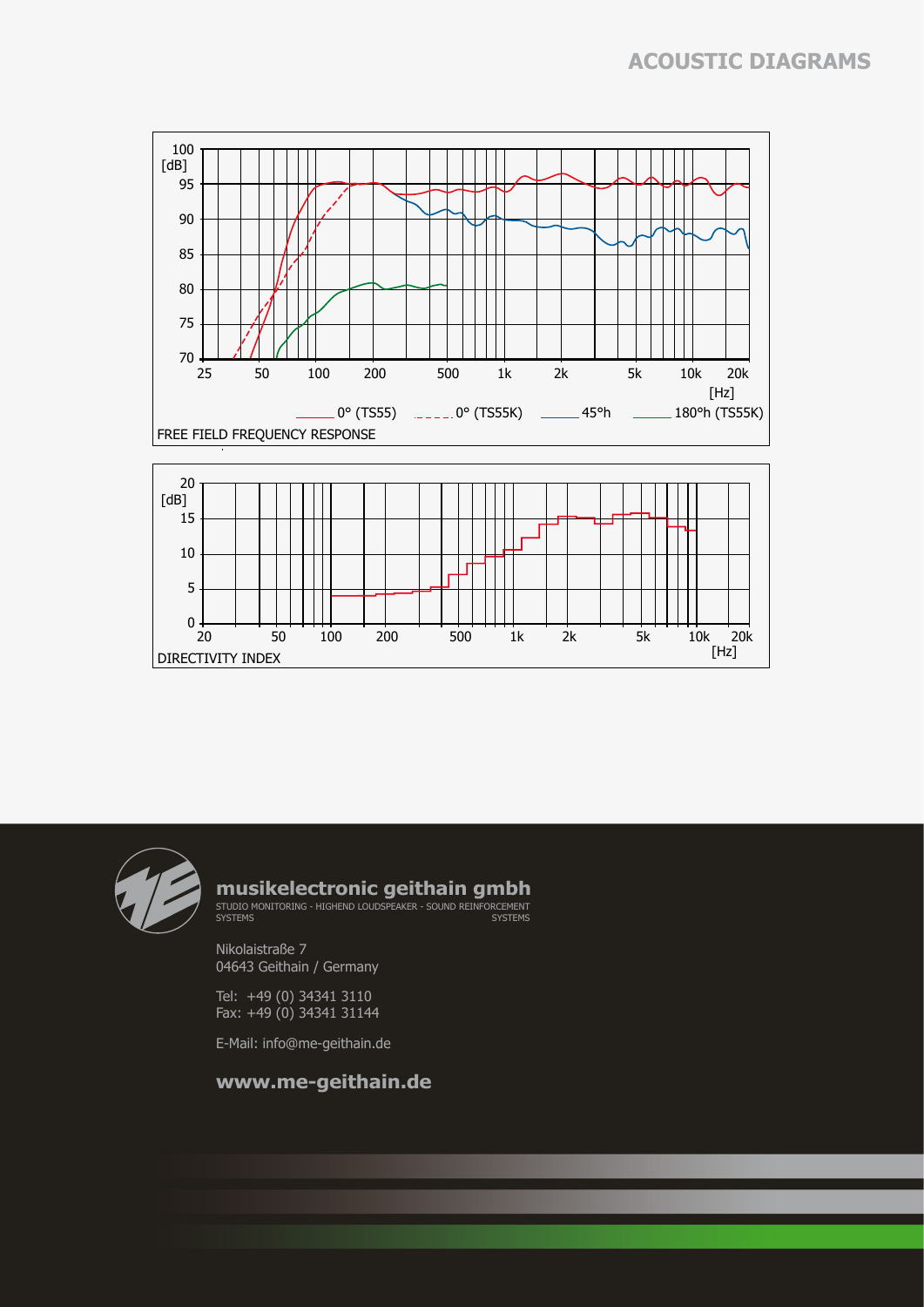# ACOUSTIC DIAGRAMS

100
[dB]
95
90
85
80
75
70
25 50 100 200 500 1k 2k 5k 10k 20k
[Hz]

0° (TS55) 0° (TS55K) 45°h 180°h (TS55K)

FREE FIELD FREQUENCY RESPONSE

20
[dB]
15
10
5
0
20 50 100 200 500 1k 2k 5k 10k 20k
[Hz]

DIRECTIVITY INDEX

**musikelectronic geithain gmbh**
STUDIO MONITORING - HIGHEND LOUDSPEAKER - SOUND REINFORCEMENT SYSTEMS

Nikolaistraße 7
04643 Geithain / Germany

Tel: +49 (0) 34341 3110
Fax: +49 (0) 34341 31144

E-Mail: info@me-geithain.de

**www.me-geithain.de**